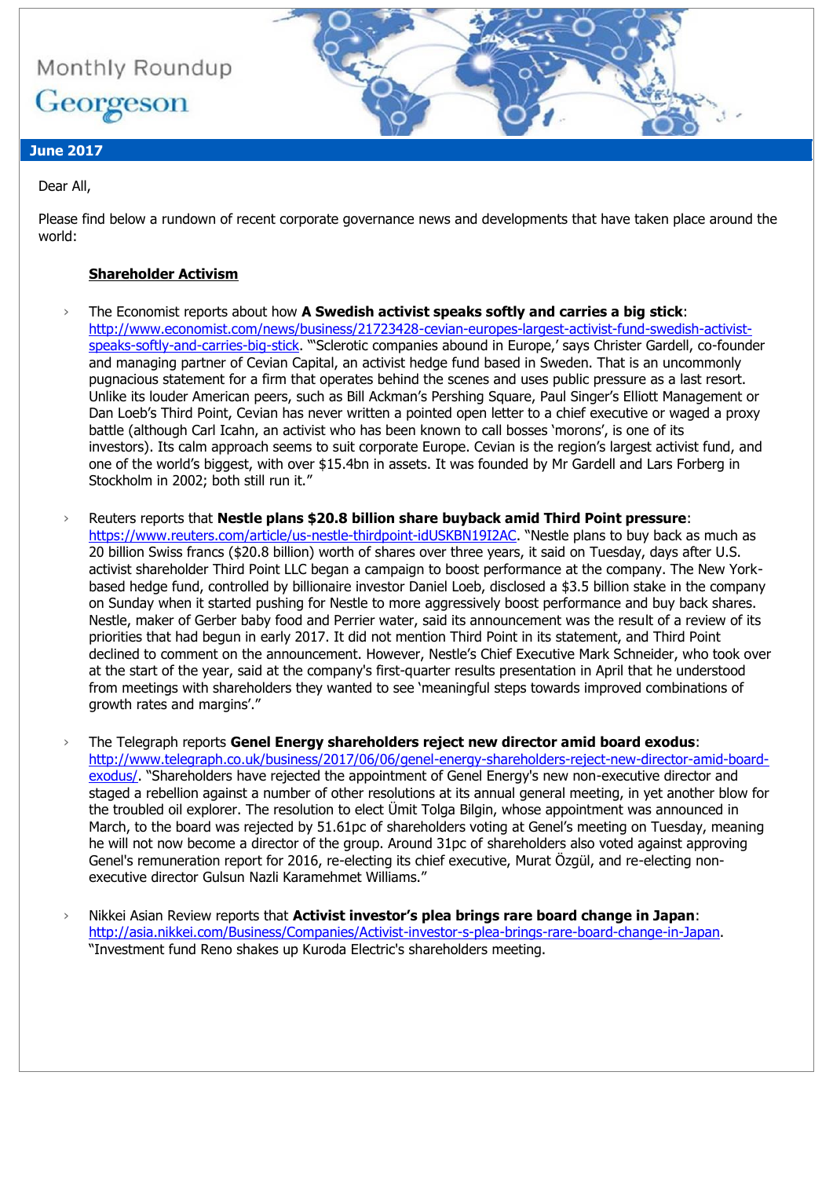Monthly Roundup

Georgeson

**June 2017**

Dear All,

Please find below a rundown of recent corporate governance news and developments that have taken place around the world:

**Shareholder Activism**

- The Economist reports about how **A Swedish activist speaks softly and carries a big stick**: http://www.economist.com/news/business/21723428-cevian-europes-largest-activist-fund-swedish-activist-speaks-softly-and-carries-big-stick. "'Sclerotic companies abound in Europe,' says Christer Gardell, co-founder and managing partner of Cevian Capital, an activist hedge fund based in Sweden. That is an uncommonly pugnacious statement for a firm that operates behind the scenes and uses public pressure as a last resort. Unlike its louder American peers, such as Bill Ackman's Pershing Square, Paul Singer's Elliott Management or Dan Loeb's Third Point, Cevian has never written a pointed open letter to a chief executive or waged a proxy battle (although Carl Icahn, an activist who has been known to call bosses 'morons', is one of its investors). Its calm approach seems to suit corporate Europe. Cevian is the region's largest activist fund, and one of the world's biggest, with over $15.4bn in assets. It was founded by Mr Gardell and Lars Forberg in Stockholm in 2002; both still run it."

- Reuters reports that **Nestle plans $20.8 billion share buyback amid Third Point pressure**: https://www.reuters.com/article/us-nestle-thirdpoint-idUSKBN19I2AC. "Nestle plans to buy back as much as 20 billion Swiss francs ($20.8 billion) worth of shares over three years, it said on Tuesday, days after U.S. activist shareholder Third Point LLC began a campaign to boost performance at the company. The New York-based hedge fund, controlled by billionaire investor Daniel Loeb, disclosed a $3.5 billion stake in the company on Sunday when it started pushing for Nestle to more aggressively boost performance and buy back shares. Nestle, maker of Gerber baby food and Perrier water, said its announcement was the result of a review of its priorities that had begun in early 2017. It did not mention Third Point in its statement, and Third Point declined to comment on the announcement. However, Nestle's Chief Executive Mark Schneider, who took over at the start of the year, said at the company's first-quarter results presentation in April that he understood from meetings with shareholders they wanted to see 'meaningful steps towards improved combinations of growth rates and margins'."

- The Telegraph reports **Genel Energy shareholders reject new director amid board exodus**: http://www.telegraph.co.uk/business/2017/06/06/genel-energy-shareholders-reject-new-director-amid-board-exodus/. "Shareholders have rejected the appointment of Genel Energy's new non-executive director and staged a rebellion against a number of other resolutions at its annual general meeting, in yet another blow for the troubled oil explorer. The resolution to elect Ümit Tolga Bilgin, whose appointment was announced in March, to the board was rejected by 51.61pc of shareholders voting at Genel's meeting on Tuesday, meaning he will not now become a director of the group. Around 31pc of shareholders also voted against approving Genel's remuneration report for 2016, re-electing its chief executive, Murat Özgül, and re-electing non-executive director Gulsun Nazli Karamehmet Williams."

- Nikkei Asian Review reports that **Activist investor's plea brings rare board change in Japan**: http://asia.nikkei.com/Business/Companies/Activist-investor-s-plea-brings-rare-board-change-in-Japan. "Investment fund Reno shakes up Kuroda Electric's shareholders meeting.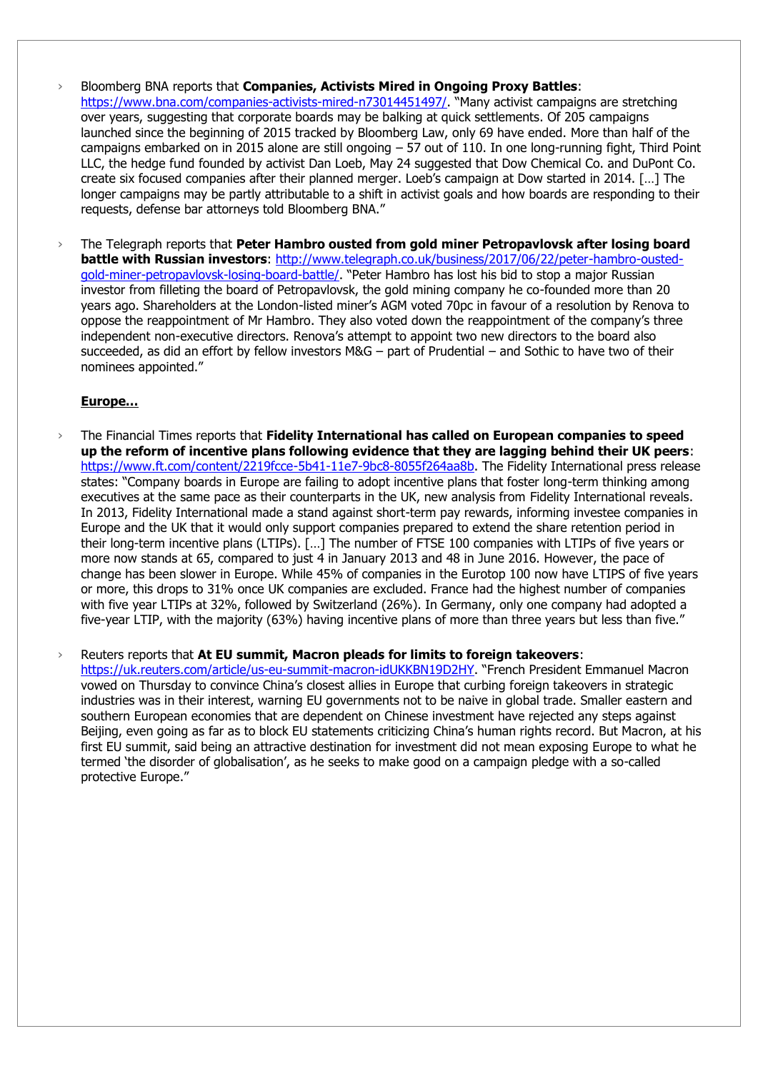- Bloomberg BNA reports that **Companies, Activists Mired in Ongoing Proxy Battles**: https://www.bna.com/companies-activists-mired-n73014451497/. "Many activist campaigns are stretching over years, suggesting that corporate boards may be balking at quick settlements. Of 205 campaigns launched since the beginning of 2015 tracked by Bloomberg Law, only 69 have ended. More than half of the campaigns embarked on in 2015 alone are still ongoing – 57 out of 110. In one long-running fight, Third Point LLC, the hedge fund founded by activist Dan Loeb, May 24 suggested that Dow Chemical Co. and DuPont Co. create six focused companies after their planned merger. Loeb's campaign at Dow started in 2014. […] The longer campaigns may be partly attributable to a shift in activist goals and how boards are responding to their requests, defense bar attorneys told Bloomberg BNA."

- The Telegraph reports that **Peter Hambro ousted from gold miner Petropavlovsk after losing board battle with Russian investors**: http://www.telegraph.co.uk/business/2017/06/22/peter-hambro-ousted-gold-miner-petropavlovsk-losing-board-battle/. "Peter Hambro has lost his bid to stop a major Russian investor from filleting the board of Petropavlovsk, the gold mining company he co-founded more than 20 years ago. Shareholders at the London-listed miner's AGM voted 70pc in favour of a resolution by Renova to oppose the reappointment of Mr Hambro. They also voted down the reappointment of the company's three independent non-executive directors. Renova's attempt to appoint two new directors to the board also succeeded, as did an effort by fellow investors M&G – part of Prudential – and Sothic to have two of their nominees appointed."

**Europe…**

- The Financial Times reports that **Fidelity International has called on European companies to speed up the reform of incentive plans following evidence that they are lagging behind their UK peers**: https://www.ft.com/content/2219fcce-5b41-11e7-9bc8-8055f264aa8b. The Fidelity International press release states: "Company boards in Europe are failing to adopt incentive plans that foster long-term thinking among executives at the same pace as their counterparts in the UK, new analysis from Fidelity International reveals. In 2013, Fidelity International made a stand against short-term pay rewards, informing investee companies in Europe and the UK that it would only support companies prepared to extend the share retention period in their long-term incentive plans (LTIPs). […] The number of FTSE 100 companies with LTIPs of five years or more now stands at 65, compared to just 4 in January 2013 and 48 in June 2016. However, the pace of change has been slower in Europe. While 45% of companies in the Eurotop 100 now have LTIPS of five years or more, this drops to 31% once UK companies are excluded. France had the highest number of companies with five year LTIPs at 32%, followed by Switzerland (26%). In Germany, only one company had adopted a five-year LTIP, with the majority (63%) having incentive plans of more than three years but less than five."

- Reuters reports that **At EU summit, Macron pleads for limits to foreign takeovers**: https://uk.reuters.com/article/us-eu-summit-macron-idUKKBN19D2HY. "French President Emmanuel Macron vowed on Thursday to convince China's closest allies in Europe that curbing foreign takeovers in strategic industries was in their interest, warning EU governments not to be naive in global trade. Smaller eastern and southern European economies that are dependent on Chinese investment have rejected any steps against Beijing, even going as far as to block EU statements criticizing China's human rights record. But Macron, at his first EU summit, said being an attractive destination for investment did not mean exposing Europe to what he termed 'the disorder of globalisation', as he seeks to make good on a campaign pledge with a so-called protective Europe."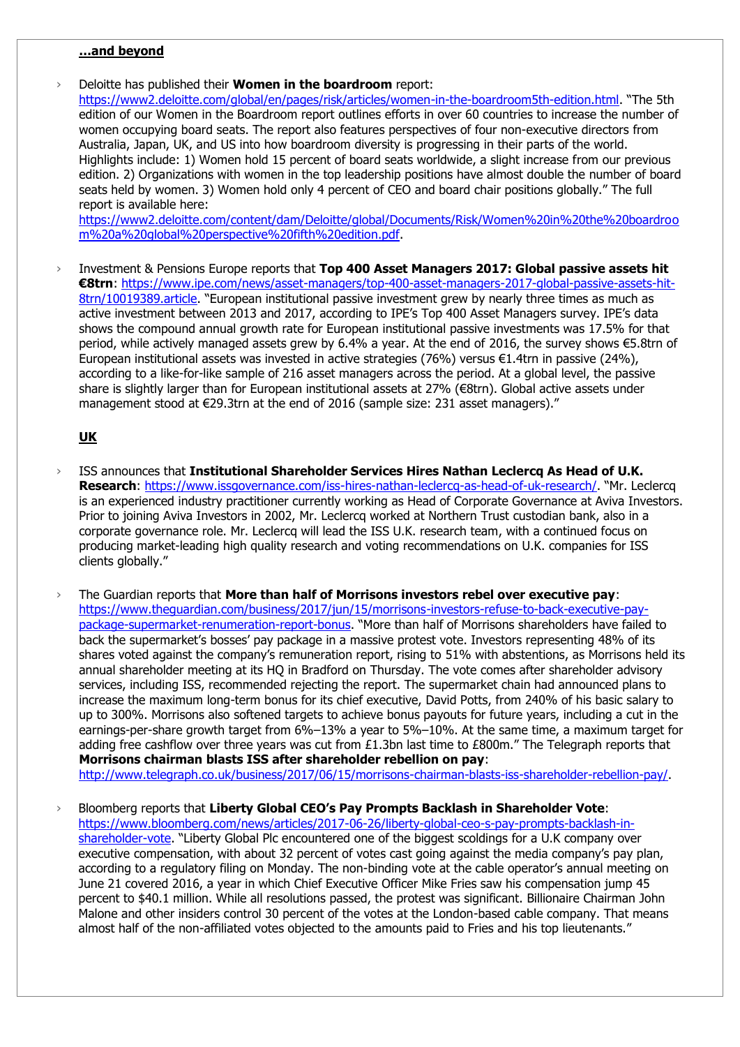**...and beyond**

- Deloitte has published their **Women in the boardroom** report: https://www2.deloitte.com/global/en/pages/risk/articles/women-in-the-boardroom5th-edition.html. "The 5th edition of our Women in the Boardroom report outlines efforts in over 60 countries to increase the number of women occupying board seats. The report also features perspectives of four non-executive directors from Australia, Japan, UK, and US into how boardroom diversity is progressing in their parts of the world. Highlights include: 1) Women hold 15 percent of board seats worldwide, a slight increase from our previous edition. 2) Organizations with women in the top leadership positions have almost double the number of board seats held by women. 3) Women hold only 4 percent of CEO and board chair positions globally." The full report is available here: https://www2.deloitte.com/content/dam/Deloitte/global/Documents/Risk/Women%20in%20the%20boardroom%20a%20global%20perspective%20fifth%20edition.pdf.

- Investment & Pensions Europe reports that **Top 400 Asset Managers 2017: Global passive assets hit €8trn**: https://www.ipe.com/news/asset-managers/top-400-asset-managers-2017-global-passive-assets-hit-8trn/10019389.article. "European institutional passive investment grew by nearly three times as much as active investment between 2013 and 2017, according to IPE's Top 400 Asset Managers survey. IPE's data shows the compound annual growth rate for European institutional passive investments was 17.5% for that period, while actively managed assets grew by 6.4% a year. At the end of 2016, the survey shows €5.8trn of European institutional assets was invested in active strategies (76%) versus €1.4trn in passive (24%), according to a like-for-like sample of 216 asset managers across the period. At a global level, the passive share is slightly larger than for European institutional assets at 27% (€8trn). Global active assets under management stood at €29.3trn at the end of 2016 (sample size: 231 asset managers)."

**UK**

- ISS announces that **Institutional Shareholder Services Hires Nathan Leclercq As Head of U.K. Research**: https://www.issgovernance.com/iss-hires-nathan-leclercq-as-head-of-uk-research/. "Mr. Leclercq is an experienced industry practitioner currently working as Head of Corporate Governance at Aviva Investors. Prior to joining Aviva Investors in 2002, Mr. Leclercq worked at Northern Trust custodian bank, also in a corporate governance role. Mr. Leclercq will lead the ISS U.K. research team, with a continued focus on producing market-leading high quality research and voting recommendations on U.K. companies for ISS clients globally."

- The Guardian reports that **More than half of Morrisons investors rebel over executive pay**: https://www.theguardian.com/business/2017/jun/15/morrisons-investors-refuse-to-back-executive-pay-package-supermarket-renumeration-report-bonus. "More than half of Morrisons shareholders have failed to back the supermarket's bosses' pay package in a massive protest vote. Investors representing 48% of its shares voted against the company's remuneration report, rising to 51% with abstentions, as Morrisons held its annual shareholder meeting at its HQ in Bradford on Thursday. The vote comes after shareholder advisory services, including ISS, recommended rejecting the report. The supermarket chain had announced plans to increase the maximum long-term bonus for its chief executive, David Potts, from 240% of his basic salary to up to 300%. Morrisons also softened targets to achieve bonus payouts for future years, including a cut in the earnings-per-share growth target from 6%–13% a year to 5%–10%. At the same time, a maximum target for adding free cashflow over three years was cut from £1.3bn last time to £800m." The Telegraph reports that **Morrisons chairman blasts ISS after shareholder rebellion on pay**: http://www.telegraph.co.uk/business/2017/06/15/morrisons-chairman-blasts-iss-shareholder-rebellion-pay/.

- Bloomberg reports that **Liberty Global CEO's Pay Prompts Backlash in Shareholder Vote**: https://www.bloomberg.com/news/articles/2017-06-26/liberty-global-ceo-s-pay-prompts-backlash-in-shareholder-vote. "Liberty Global Plc encountered one of the biggest scoldings for a U.K company over executive compensation, with about 32 percent of votes cast going against the media company's pay plan, according to a regulatory filing on Monday. The non-binding vote at the cable operator's annual meeting on June 21 covered 2016, a year in which Chief Executive Officer Mike Fries saw his compensation jump 45 percent to $40.1 million. While all resolutions passed, the protest was significant. Billionaire Chairman John Malone and other insiders control 30 percent of the votes at the London-based cable company. That means almost half of the non-affiliated votes objected to the amounts paid to Fries and his top lieutenants."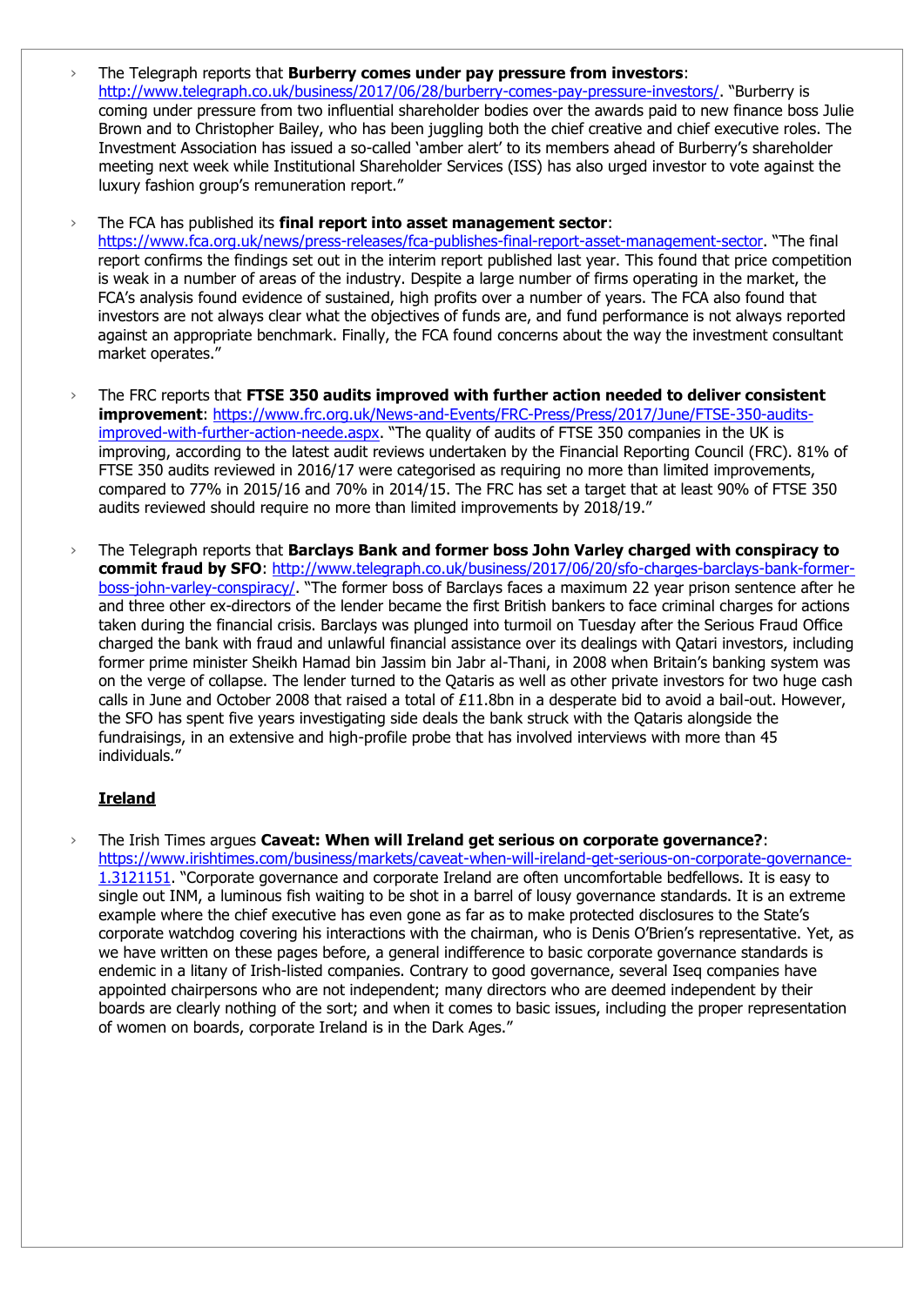- The Telegraph reports that **Burberry comes under pay pressure from investors**: http://www.telegraph.co.uk/business/2017/06/28/burberry-comes-pay-pressure-investors/. "Burberry is coming under pressure from two influential shareholder bodies over the awards paid to new finance boss Julie Brown and to Christopher Bailey, who has been juggling both the chief creative and chief executive roles. The Investment Association has issued a so-called 'amber alert' to its members ahead of Burberry's shareholder meeting next week while Institutional Shareholder Services (ISS) has also urged investor to vote against the luxury fashion group's remuneration report."

- The FCA has published its **final report into asset management sector**: https://www.fca.org.uk/news/press-releases/fca-publishes-final-report-asset-management-sector. "The final report confirms the findings set out in the interim report published last year. This found that price competition is weak in a number of areas of the industry. Despite a large number of firms operating in the market, the FCA's analysis found evidence of sustained, high profits over a number of years. The FCA also found that investors are not always clear what the objectives of funds are, and fund performance is not always reported against an appropriate benchmark. Finally, the FCA found concerns about the way the investment consultant market operates."

- The FRC reports that **FTSE 350 audits improved with further action needed to deliver consistent improvement**: https://www.frc.org.uk/News-and-Events/FRC-Press/Press/2017/June/FTSE-350-audits-improved-with-further-action-neede.aspx. "The quality of audits of FTSE 350 companies in the UK is improving, according to the latest audit reviews undertaken by the Financial Reporting Council (FRC). 81% of FTSE 350 audits reviewed in 2016/17 were categorised as requiring no more than limited improvements, compared to 77% in 2015/16 and 70% in 2014/15. The FRC has set a target that at least 90% of FTSE 350 audits reviewed should require no more than limited improvements by 2018/19."

- The Telegraph reports that **Barclays Bank and former boss John Varley charged with conspiracy to commit fraud by SFO**: http://www.telegraph.co.uk/business/2017/06/20/sfo-charges-barclays-bank-former-boss-john-varley-conspiracy/. "The former boss of Barclays faces a maximum 22 year prison sentence after he and three other ex-directors of the lender became the first British bankers to face criminal charges for actions taken during the financial crisis. Barclays was plunged into turmoil on Tuesday after the Serious Fraud Office charged the bank with fraud and unlawful financial assistance over its dealings with Qatari investors, including former prime minister Sheikh Hamad bin Jassim bin Jabr al-Thani, in 2008 when Britain's banking system was on the verge of collapse. The lender turned to the Qataris as well as other private investors for two huge cash calls in June and October 2008 that raised a total of £11.8bn in a desperate bid to avoid a bail-out. However, the SFO has spent five years investigating side deals the bank struck with the Qataris alongside the fundraisings, in an extensive and high-profile probe that has involved interviews with more than 45 individuals."

## Ireland

- The Irish Times argues **Caveat: When will Ireland get serious on corporate governance?**: https://www.irishtimes.com/business/markets/caveat-when-will-ireland-get-serious-on-corporate-governance-1.3121151. "Corporate governance and corporate Ireland are often uncomfortable bedfellows. It is easy to single out INM, a luminous fish waiting to be shot in a barrel of lousy governance standards. It is an extreme example where the chief executive has even gone as far as to make protected disclosures to the State's corporate watchdog covering his interactions with the chairman, who is Denis O'Brien's representative. Yet, as we have written on these pages before, a general indifference to basic corporate governance standards is endemic in a litany of Irish-listed companies. Contrary to good governance, several Iseq companies have appointed chairpersons who are not independent; many directors who are deemed independent by their boards are clearly nothing of the sort; and when it comes to basic issues, including the proper representation of women on boards, corporate Ireland is in the Dark Ages."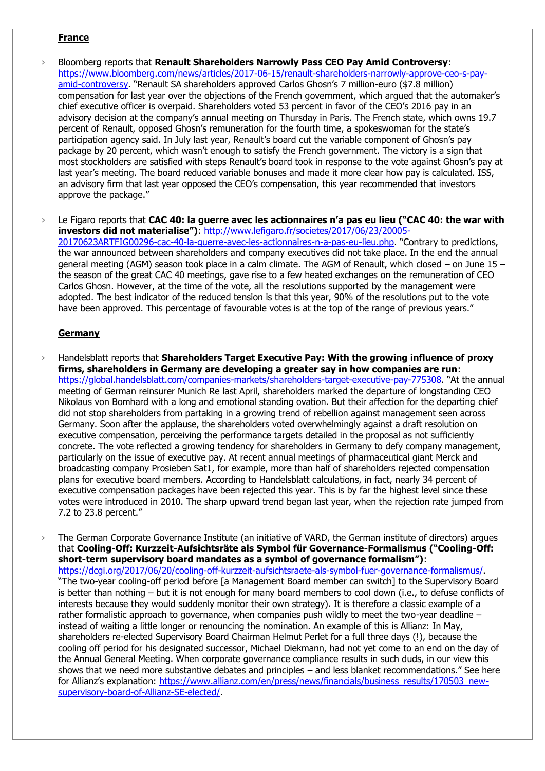## France

- Bloomberg reports that **Renault Shareholders Narrowly Pass CEO Pay Amid Controversy**: https://www.bloomberg.com/news/articles/2017-06-15/renault-shareholders-narrowly-approve-ceo-s-pay-amid-controversy. "Renault SA shareholders approved Carlos Ghosn's 7 million-euro ($7.8 million) compensation for last year over the objections of the French government, which argued that the automaker's chief executive officer is overpaid. Shareholders voted 53 percent in favor of the CEO's 2016 pay in an advisory decision at the company's annual meeting on Thursday in Paris. The French state, which owns 19.7 percent of Renault, opposed Ghosn's remuneration for the fourth time, a spokeswoman for the state's participation agency said. In July last year, Renault's board cut the variable component of Ghosn's pay package by 20 percent, which wasn't enough to satisfy the French government. The victory is a sign that most stockholders are satisfied with steps Renault's board took in response to the vote against Ghosn's pay at last year's meeting. The board reduced variable bonuses and made it more clear how pay is calculated. ISS, an advisory firm that last year opposed the CEO's compensation, this year recommended that investors approve the package."

- Le Figaro reports that **CAC 40: la guerre avec les actionnaires n'a pas eu lieu ("CAC 40: the war with investors did not materialise")**: http://www.lefigaro.fr/societes/2017/06/23/20005-20170623ARTFIG00296-cac-40-la-guerre-avec-les-actionnaires-n-a-pas-eu-lieu.php. "Contrary to predictions, the war announced between shareholders and company executives did not take place. In the end the annual general meeting (AGM) season took place in a calm climate. The AGM of Renault, which closed – on June 15 – the season of the great CAC 40 meetings, gave rise to a few heated exchanges on the remuneration of CEO Carlos Ghosn. However, at the time of the vote, all the resolutions supported by the management were adopted. The best indicator of the reduced tension is that this year, 90% of the resolutions put to the vote have been approved. This percentage of favourable votes is at the top of the range of previous years."

## Germany

- Handelsblatt reports that **Shareholders Target Executive Pay: With the growing influence of proxy firms, shareholders in Germany are developing a greater say in how companies are run**: https://global.handelsblatt.com/companies-markets/shareholders-target-executive-pay-775308. "At the annual meeting of German reinsurer Munich Re last April, shareholders marked the departure of longstanding CEO Nikolaus von Bomhard with a long and emotional standing ovation. But their affection for the departing chief did not stop shareholders from partaking in a growing trend of rebellion against management seen across Germany. Soon after the applause, the shareholders voted overwhelmingly against a draft resolution on executive compensation, perceiving the performance targets detailed in the proposal as not sufficiently concrete. The vote reflected a growing tendency for shareholders in Germany to defy company management, particularly on the issue of executive pay. At recent annual meetings of pharmaceutical giant Merck and broadcasting company Prosieben Sat1, for example, more than half of shareholders rejected compensation plans for executive board members. According to Handelsblatt calculations, in fact, nearly 34 percent of executive compensation packages have been rejected this year. This is by far the highest level since these votes were introduced in 2010. The sharp upward trend began last year, when the rejection rate jumped from 7.2 to 23.8 percent."

- The German Corporate Governance Institute (an initiative of VARD, the German institute of directors) argues that **Cooling-Off: Kurzzeit-Aufsichtsräte als Symbol für Governance-Formalismus ("Cooling-Off: short-term supervisory board mandates as a symbol of governance formalism")**: https://dcgi.org/2017/06/20/cooling-off-kurzzeit-aufsichtsraete-als-symbol-fuer-governance-formalismus/. "The two-year cooling-off period before [a Management Board member can switch] to the Supervisory Board is better than nothing – but it is not enough for many board members to cool down (i.e., to defuse conflicts of interests because they would suddenly monitor their own strategy). It is therefore a classic example of a rather formalistic approach to governance, when companies push wildly to meet the two-year deadline – instead of waiting a little longer or renouncing the nomination. An example of this is Allianz: In May, shareholders re-elected Supervisory Board Chairman Helmut Perlet for a full three days (!), because the cooling off period for his designated successor, Michael Diekmann, had not yet come to an end on the day of the Annual General Meeting. When corporate governance compliance results in such duds, in our view this shows that we need more substantive debates and principles – and less blanket recommendations." See here for Allianz's explanation: https://www.allianz.com/en/press/news/financials/business_results/170503_new-supervisory-board-of-Allianz-SE-elected/.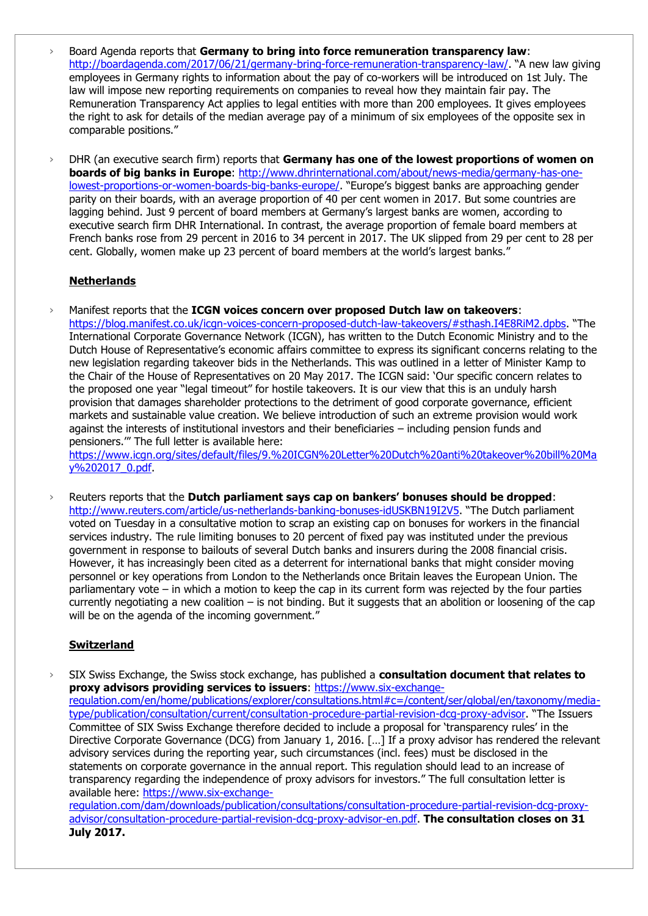- Board Agenda reports that **Germany to bring into force remuneration transparency law**: http://boardagenda.com/2017/06/21/germany-bring-force-remuneration-transparency-law/. "A new law giving employees in Germany rights to information about the pay of co-workers will be introduced on 1st July. The law will impose new reporting requirements on companies to reveal how they maintain fair pay. The Remuneration Transparency Act applies to legal entities with more than 200 employees. It gives employees the right to ask for details of the median average pay of a minimum of six employees of the opposite sex in comparable positions."

- DHR (an executive search firm) reports that **Germany has one of the lowest proportions of women on boards of big banks in Europe**: http://www.dhrinternational.com/about/news-media/germany-has-one-lowest-proportions-or-women-boards-big-banks-europe/. "Europe's biggest banks are approaching gender parity on their boards, with an average proportion of 40 per cent women in 2017. But some countries are lagging behind. Just 9 percent of board members at Germany's largest banks are women, according to executive search firm DHR International. In contrast, the average proportion of female board members at French banks rose from 29 percent in 2016 to 34 percent in 2017. The UK slipped from 29 per cent to 28 per cent. Globally, women make up 23 percent of board members at the world's largest banks."

**Netherlands**

- Manifest reports that the **ICGN voices concern over proposed Dutch law on takeovers**: https://blog.manifest.co.uk/icgn-voices-concern-proposed-dutch-law-takeovers/#sthash.I4E8RiM2.dpbs. "The International Corporate Governance Network (ICGN), has written to the Dutch Economic Ministry and to the Dutch House of Representative's economic affairs committee to express its significant concerns relating to the new legislation regarding takeover bids in the Netherlands. This was outlined in a letter of Minister Kamp to the Chair of the House of Representatives on 20 May 2017. The ICGN said: 'Our specific concern relates to the proposed one year "legal timeout" for hostile takeovers. It is our view that this is an unduly harsh provision that damages shareholder protections to the detriment of good corporate governance, efficient markets and sustainable value creation. We believe introduction of such an extreme provision would work against the interests of institutional investors and their beneficiaries – including pension funds and pensioners.'" The full letter is available here: https://www.icgn.org/sites/default/files/9.%20ICGN%20Letter%20Dutch%20anti%20takeover%20bill%20May%202017_0.pdf.

- Reuters reports that the **Dutch parliament says cap on bankers' bonuses should be dropped**: http://www.reuters.com/article/us-netherlands-banking-bonuses-idUSKBN19I2V5. "The Dutch parliament voted on Tuesday in a consultative motion to scrap an existing cap on bonuses for workers in the financial services industry. The rule limiting bonuses to 20 percent of fixed pay was instituted under the previous government in response to bailouts of several Dutch banks and insurers during the 2008 financial crisis. However, it has increasingly been cited as a deterrent for international banks that might consider moving personnel or key operations from London to the Netherlands once Britain leaves the European Union. The parliamentary vote – in which a motion to keep the cap in its current form was rejected by the four parties currently negotiating a new coalition – is not binding. But it suggests that an abolition or loosening of the cap will be on the agenda of the incoming government."

**Switzerland**

- SIX Swiss Exchange, the Swiss stock exchange, has published a **consultation document that relates to proxy advisors providing services to issuers**: https://www.six-exchange-regulation.com/en/home/publications/explorer/consultations.html#c=/content/ser/global/en/taxonomy/media-type/publication/consultation/current/consultation-procedure-partial-revision-dcg-proxy-advisor. "The Issuers Committee of SIX Swiss Exchange therefore decided to include a proposal for 'transparency rules' in the Directive Corporate Governance (DCG) from January 1, 2016. […] If a proxy advisor has rendered the relevant advisory services during the reporting year, such circumstances (incl. fees) must be disclosed in the statements on corporate governance in the annual report. This regulation should lead to an increase of transparency regarding the independence of proxy advisors for investors." The full consultation letter is available here: https://www.six-exchange-regulation.com/dam/downloads/publication/consultations/consultation-procedure-partial-revision-dcg-proxy-advisor/consultation-procedure-partial-revision-dcg-proxy-advisor-en.pdf. **The consultation closes on 31 July 2017.**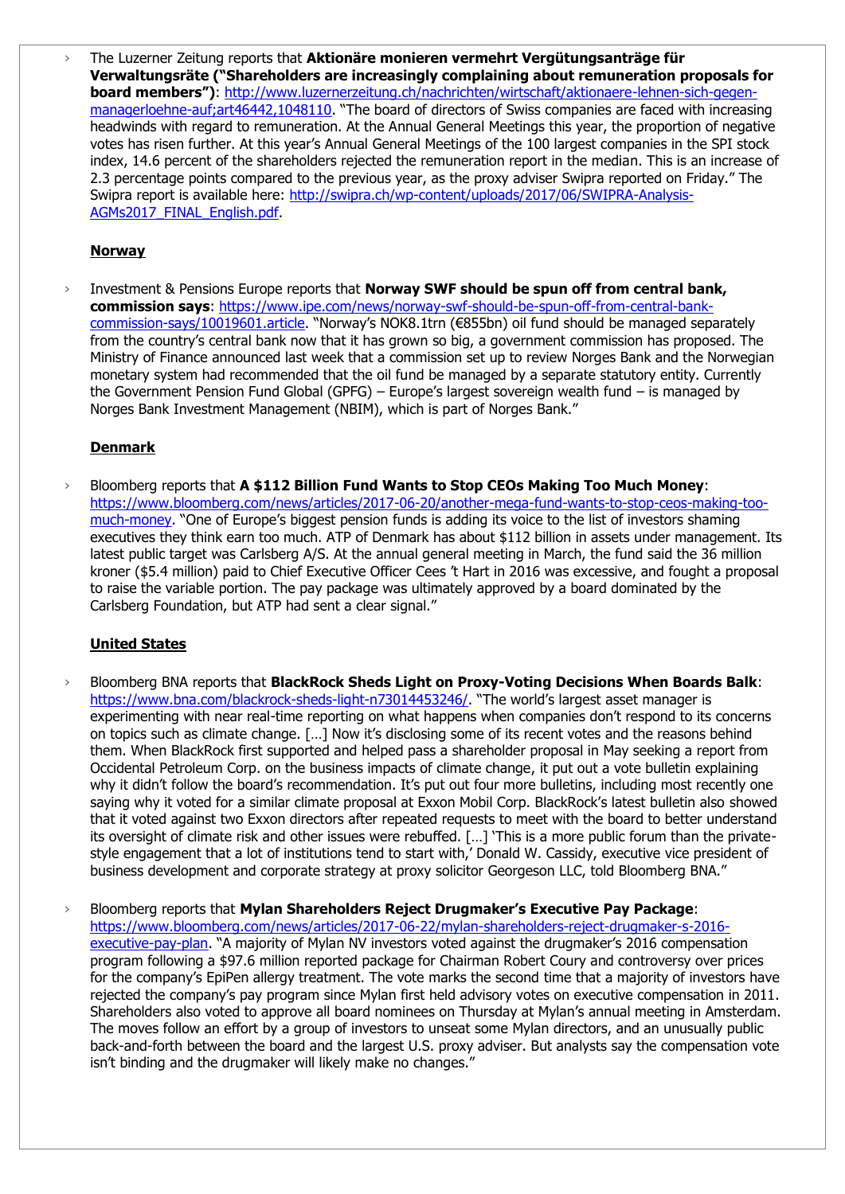- The Luzerner Zeitung reports that **Aktionäre monieren vermehrt Vergütungsanträge für Verwaltungsräte ("Shareholders are increasingly complaining about remuneration proposals for board members")**: http://www.luzernerzeitung.ch/nachrichten/wirtschaft/aktionaere-lehnen-sich-gegen-managerloehne-auf;art46442,1048110. "The board of directors of Swiss companies are faced with increasing headwinds with regard to remuneration. At the Annual General Meetings this year, the proportion of negative votes has risen further. At this year's Annual General Meetings of the 100 largest companies in the SPI stock index, 14.6 percent of the shareholders rejected the remuneration report in the median. This is an increase of 2.3 percentage points compared to the previous year, as the proxy adviser Swipra reported on Friday." The Swipra report is available here: http://swipra.ch/wp-content/uploads/2017/06/SWIPRA-Analysis-AGMs2017_FINAL_English.pdf.

**Norway**

- Investment & Pensions Europe reports that **Norway SWF should be spun off from central bank, commission says**: https://www.ipe.com/news/norway-swf-should-be-spun-off-from-central-bank-commission-says/10019601.article. "Norway's NOK8.1trn (€855bn) oil fund should be managed separately from the country's central bank now that it has grown so big, a government commission has proposed. The Ministry of Finance announced last week that a commission set up to review Norges Bank and the Norwegian monetary system had recommended that the oil fund be managed by a separate statutory entity. Currently the Government Pension Fund Global (GPFG) – Europe's largest sovereign wealth fund – is managed by Norges Bank Investment Management (NBIM), which is part of Norges Bank."

**Denmark**

- Bloomberg reports that **A $112 Billion Fund Wants to Stop CEOs Making Too Much Money**: https://www.bloomberg.com/news/articles/2017-06-20/another-mega-fund-wants-to-stop-ceos-making-too-much-money. "One of Europe's biggest pension funds is adding its voice to the list of investors shaming executives they think earn too much. ATP of Denmark has about $112 billion in assets under management. Its latest public target was Carlsberg A/S. At the annual general meeting in March, the fund said the 36 million kroner ($5.4 million) paid to Chief Executive Officer Cees 't Hart in 2016 was excessive, and fought a proposal to raise the variable portion. The pay package was ultimately approved by a board dominated by the Carlsberg Foundation, but ATP had sent a clear signal."

**United States**

- Bloomberg BNA reports that **BlackRock Sheds Light on Proxy-Voting Decisions When Boards Balk**: https://www.bna.com/blackrock-sheds-light-n73014453246/. "The world's largest asset manager is experimenting with near real-time reporting on what happens when companies don't respond to its concerns on topics such as climate change. […] Now it's disclosing some of its recent votes and the reasons behind them. When BlackRock first supported and helped pass a shareholder proposal in May seeking a report from Occidental Petroleum Corp. on the business impacts of climate change, it put out a vote bulletin explaining why it didn't follow the board's recommendation. It's put out four more bulletins, including most recently one saying why it voted for a similar climate proposal at Exxon Mobil Corp. BlackRock's latest bulletin also showed that it voted against two Exxon directors after repeated requests to meet with the board to better understand its oversight of climate risk and other issues were rebuffed. […] 'This is a more public forum than the private-style engagement that a lot of institutions tend to start with,' Donald W. Cassidy, executive vice president of business development and corporate strategy at proxy solicitor Georgeson LLC, told Bloomberg BNA."

- Bloomberg reports that **Mylan Shareholders Reject Drugmaker's Executive Pay Package**: https://www.bloomberg.com/news/articles/2017-06-22/mylan-shareholders-reject-drugmaker-s-2016-executive-pay-plan. "A majority of Mylan NV investors voted against the drugmaker's 2016 compensation program following a $97.6 million reported package for Chairman Robert Coury and controversy over prices for the company's EpiPen allergy treatment. The vote marks the second time that a majority of investors have rejected the company's pay program since Mylan first held advisory votes on executive compensation in 2011. Shareholders also voted to approve all board nominees on Thursday at Mylan's annual meeting in Amsterdam. The moves follow an effort by a group of investors to unseat some Mylan directors, and an unusually public back-and-forth between the board and the largest U.S. proxy adviser. But analysts say the compensation vote isn't binding and the drugmaker will likely make no changes."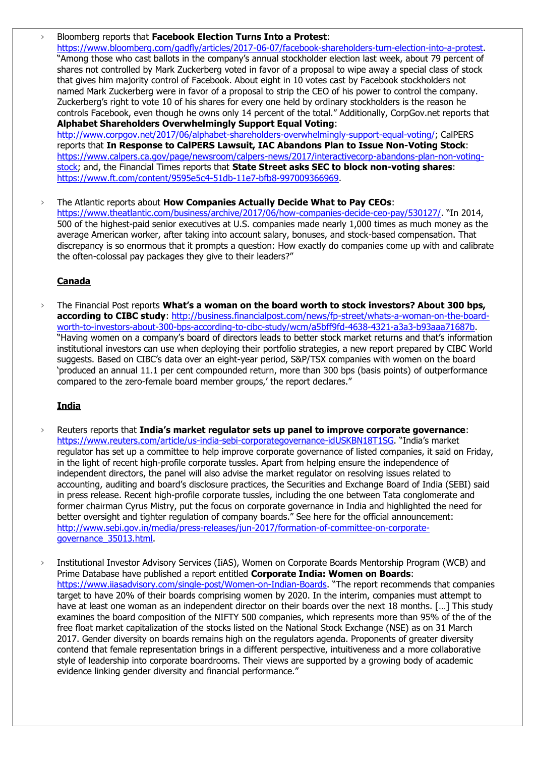- Bloomberg reports that **Facebook Election Turns Into a Protest**: https://www.bloomberg.com/gadfly/articles/2017-06-07/facebook-shareholders-turn-election-into-a-protest. "Among those who cast ballots in the company's annual stockholder election last week, about 79 percent of shares not controlled by Mark Zuckerberg voted in favor of a proposal to wipe away a special class of stock that gives him majority control of Facebook. About eight in 10 votes cast by Facebook stockholders not named Mark Zuckerberg were in favor of a proposal to strip the CEO of his power to control the company. Zuckerberg's right to vote 10 of his shares for every one held by ordinary stockholders is the reason he controls Facebook, even though he owns only 14 percent of the total." Additionally, CorpGov.net reports that **Alphabet Shareholders Overwhelmingly Support Equal Voting**: http://www.corpgov.net/2017/06/alphabet-shareholders-overwhelmingly-support-equal-voting/; CalPERS reports that **In Response to CalPERS Lawsuit, IAC Abandons Plan to Issue Non-Voting Stock**: https://www.calpers.ca.gov/page/newsroom/calpers-news/2017/interactivecorp-abandons-plan-non-voting-stock; and, the Financial Times reports that **State Street asks SEC to block non-voting shares**: https://www.ft.com/content/9595e5c4-51db-11e7-bfb8-997009366969.

- The Atlantic reports about **How Companies Actually Decide What to Pay CEOs**: https://www.theatlantic.com/business/archive/2017/06/how-companies-decide-ceo-pay/530127/. "In 2014, 500 of the highest-paid senior executives at U.S. companies made nearly 1,000 times as much money as the average American worker, after taking into account salary, bonuses, and stock-based compensation. That discrepancy is so enormous that it prompts a question: How exactly do companies come up with and calibrate the often-colossal pay packages they give to their leaders?"

## Canada

- The Financial Post reports **What's a woman on the board worth to stock investors? About 300 bps, according to CIBC study**: http://business.financialpost.com/news/fp-street/whats-a-woman-on-the-board-worth-to-investors-about-300-bps-according-to-cibc-study/wcm/a5bff9fd-4638-4321-a3a3-b93aaa71687b. "Having women on a company's board of directors leads to better stock market returns and that's information institutional investors can use when deploying their portfolio strategies, a new report prepared by CIBC World suggests. Based on CIBC's data over an eight-year period, S&P/TSX companies with women on the board 'produced an annual 11.1 per cent compounded return, more than 300 bps (basis points) of outperformance compared to the zero-female board member groups,' the report declares."

## India

- Reuters reports that **India's market regulator sets up panel to improve corporate governance**: https://www.reuters.com/article/us-india-sebi-corporategovernance-idUSKBN18T1SG. "India's market regulator has set up a committee to help improve corporate governance of listed companies, it said on Friday, in the light of recent high-profile corporate tussles. Apart from helping ensure the independence of independent directors, the panel will also advise the market regulator on resolving issues related to accounting, auditing and board's disclosure practices, the Securities and Exchange Board of India (SEBI) said in press release. Recent high-profile corporate tussles, including the one between Tata conglomerate and former chairman Cyrus Mistry, put the focus on corporate governance in India and highlighted the need for better oversight and tighter regulation of company boards." See here for the official announcement: http://www.sebi.gov.in/media/press-releases/jun-2017/formation-of-committee-on-corporate-governance_35013.html.

- Institutional Investor Advisory Services (IiAS), Women on Corporate Boards Mentorship Program (WCB) and Prime Database have published a report entitled **Corporate India: Women on Boards**: https://www.iiasadvisory.com/single-post/Women-on-Indian-Boards. "The report recommends that companies target to have 20% of their boards comprising women by 2020. In the interim, companies must attempt to have at least one woman as an independent director on their boards over the next 18 months. […] This study examines the board composition of the NIFTY 500 companies, which represents more than 95% of the of the free float market capitalization of the stocks listed on the National Stock Exchange (NSE) as on 31 March 2017. Gender diversity on boards remains high on the regulators agenda. Proponents of greater diversity contend that female representation brings in a different perspective, intuitiveness and a more collaborative style of leadership into corporate boardrooms. Their views are supported by a growing body of academic evidence linking gender diversity and financial performance."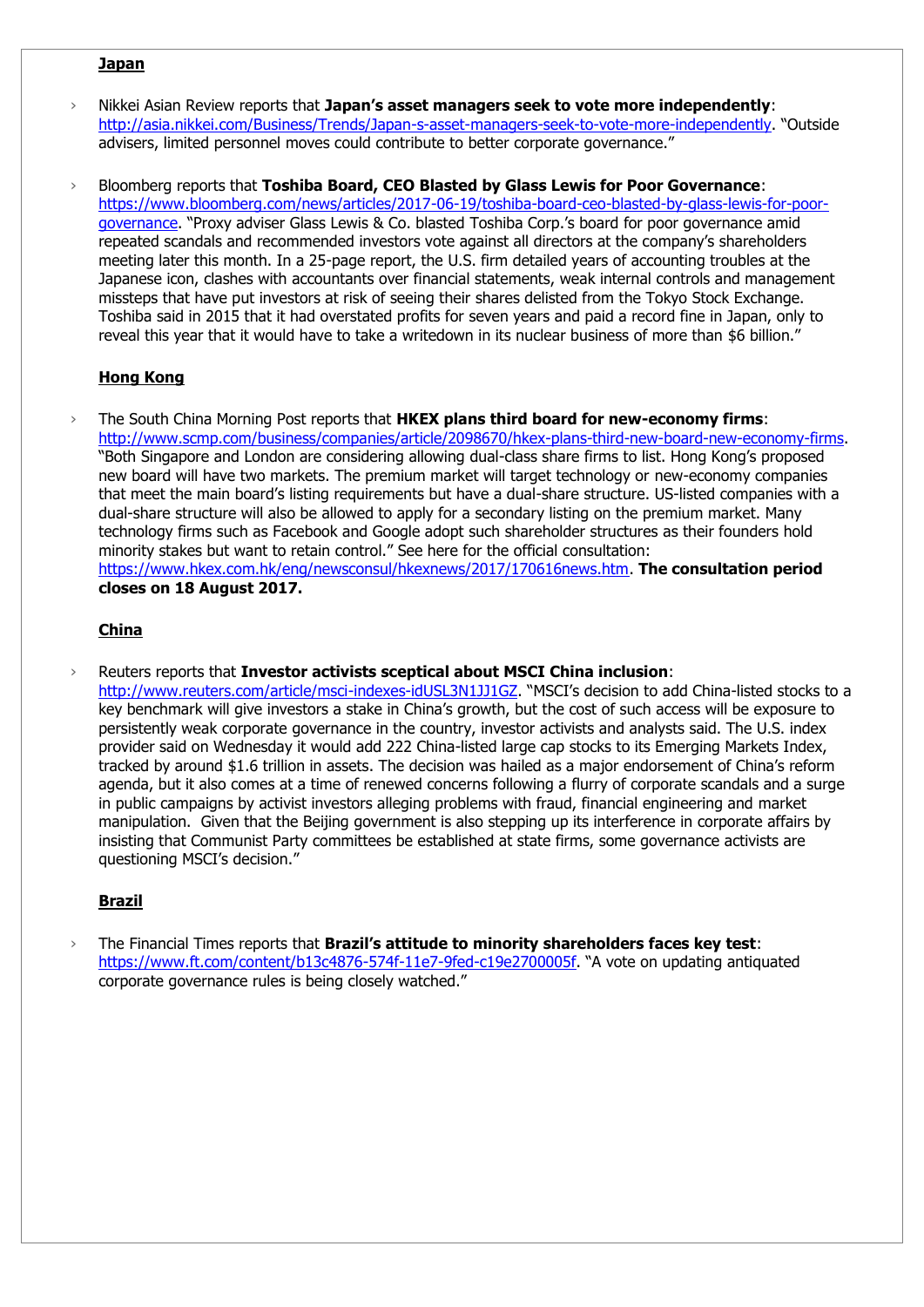**Japan**

- Nikkei Asian Review reports that **Japan's asset managers seek to vote more independently**: http://asia.nikkei.com/Business/Trends/Japan-s-asset-managers-seek-to-vote-more-independently. "Outside advisers, limited personnel moves could contribute to better corporate governance."

- Bloomberg reports that **Toshiba Board, CEO Blasted by Glass Lewis for Poor Governance**: https://www.bloomberg.com/news/articles/2017-06-19/toshiba-board-ceo-blasted-by-glass-lewis-for-poor-governance. "Proxy adviser Glass Lewis & Co. blasted Toshiba Corp.'s board for poor governance amid repeated scandals and recommended investors vote against all directors at the company's shareholders meeting later this month. In a 25-page report, the U.S. firm detailed years of accounting troubles at the Japanese icon, clashes with accountants over financial statements, weak internal controls and management missteps that have put investors at risk of seeing their shares delisted from the Tokyo Stock Exchange. Toshiba said in 2015 that it had overstated profits for seven years and paid a record fine in Japan, only to reveal this year that it would have to take a writedown in its nuclear business of more than $6 billion."

**Hong Kong**

- The South China Morning Post reports that **HKEX plans third board for new-economy firms**: http://www.scmp.com/business/companies/article/2098670/hkex-plans-third-new-board-new-economy-firms. "Both Singapore and London are considering allowing dual-class share firms to list. Hong Kong's proposed new board will have two markets. The premium market will target technology or new-economy companies that meet the main board's listing requirements but have a dual-share structure. US-listed companies with a dual-share structure will also be allowed to apply for a secondary listing on the premium market. Many technology firms such as Facebook and Google adopt such shareholder structures as their founders hold minority stakes but want to retain control." See here for the official consultation: https://www.hkex.com.hk/eng/newsconsul/hkexnews/2017/170616news.htm. **The consultation period closes on 18 August 2017.**

**China**

- Reuters reports that **Investor activists sceptical about MSCI China inclusion**: http://www.reuters.com/article/msci-indexes-idUSL3N1JJ1GZ. "MSCI's decision to add China-listed stocks to a key benchmark will give investors a stake in China's growth, but the cost of such access will be exposure to persistently weak corporate governance in the country, investor activists and analysts said. The U.S. index provider said on Wednesday it would add 222 China-listed large cap stocks to its Emerging Markets Index, tracked by around $1.6 trillion in assets. The decision was hailed as a major endorsement of China's reform agenda, but it also comes at a time of renewed concerns following a flurry of corporate scandals and a surge in public campaigns by activist investors alleging problems with fraud, financial engineering and market manipulation. Given that the Beijing government is also stepping up its interference in corporate affairs by insisting that Communist Party committees be established at state firms, some governance activists are questioning MSCI's decision."

**Brazil**

- The Financial Times reports that **Brazil's attitude to minority shareholders faces key test**: https://www.ft.com/content/b13c4876-574f-11e7-9fed-c19e2700005f. "A vote on updating antiquated corporate governance rules is being closely watched."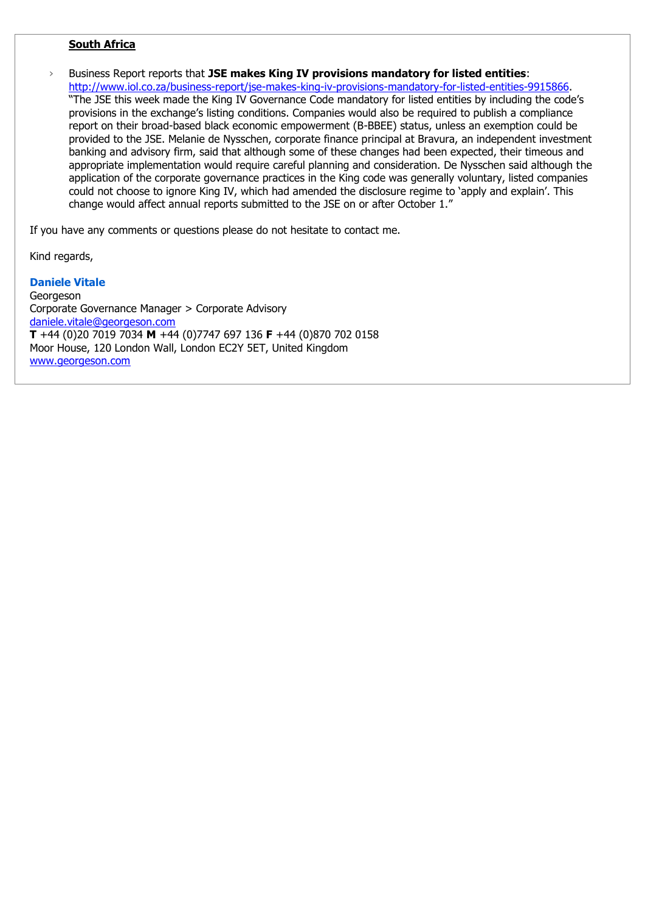**South Africa**

- Business Report reports that **JSE makes King IV provisions mandatory for listed entities**: http://www.iol.co.za/business-report/jse-makes-king-iv-provisions-mandatory-for-listed-entities-9915866. "The JSE this week made the King IV Governance Code mandatory for listed entities by including the code's provisions in the exchange's listing conditions. Companies would also be required to publish a compliance report on their broad-based black economic empowerment (B-BBEE) status, unless an exemption could be provided to the JSE. Melanie de Nysschen, corporate finance principal at Bravura, an independent investment banking and advisory firm, said that although some of these changes had been expected, their timeous and appropriate implementation would require careful planning and consideration. De Nysschen said although the application of the corporate governance practices in the King code was generally voluntary, listed companies could not choose to ignore King IV, which had amended the disclosure regime to 'apply and explain'. This change would affect annual reports submitted to the JSE on or after October 1."

If you have any comments or questions please do not hesitate to contact me.

Kind regards,

**Daniele Vitale**
Georgeson
Corporate Governance Manager > Corporate Advisory
daniele.vitale@georgeson.com
**T** +44 (0)20 7019 7034 **M** +44 (0)7747 697 136 **F** +44 (0)870 702 0158
Moor House, 120 London Wall, London EC2Y 5ET, United Kingdom
www.georgeson.com